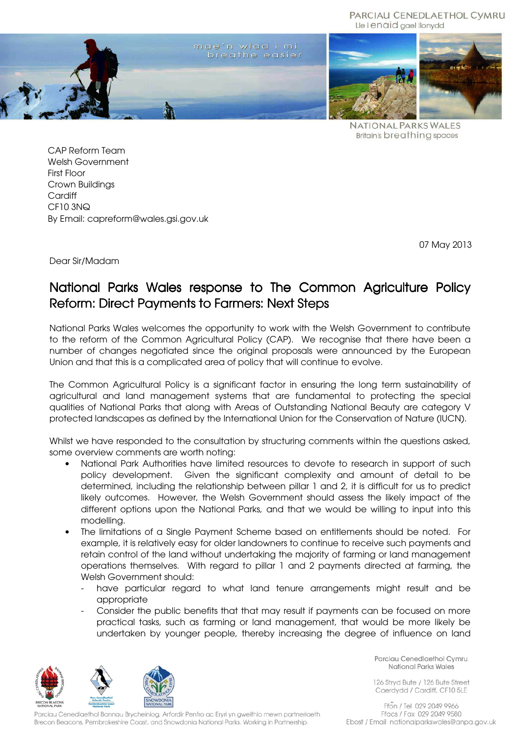PARCIAU CENEDLAETHOL CYMRU
Lle i enaid gael llonydd

mae'n wlad i mi
breathe easier

NATIONAL PARKS WALES
Britain's breathing spaces

CAP Reform Team
Welsh Government
First Floor
Crown Buildings
Cardiff
CF10 3NQ
By Email: capreform@wales.gsi.gov.uk

07 May 2013

Dear Sir/Madam

# National Parks Wales response to The Common Agriculture Policy Reform: Direct Payments to Farmers: Next Steps

National Parks Wales welcomes the opportunity to work with the Welsh Government to contribute to the reform of the Common Agricultural Policy (CAP). We recognise that there have been a number of changes negotiated since the original proposals were announced by the European Union and that this is a complicated area of policy that will continue to evolve.

The Common Agricultural Policy is a significant factor in ensuring the long term sustainability of agricultural and land management systems that are fundamental to protecting the special qualities of National Parks that along with Areas of Outstanding National Beauty are category V protected landscapes as defined by the International Union for the Conservation of Nature (IUCN).

Whilst we have responded to the consultation by structuring comments within the questions asked, some overview comments are worth noting:

- National Park Authorities have limited resources to devote to research in support of such policy development. Given the significant complexity and amount of detail to be determined, including the relationship between pillar 1 and 2, it is difficult for us to predict likely outcomes. However, the Welsh Government should assess the likely impact of the different options upon the National Parks, and that we would be willing to input into this modelling.
- The limitations of a Single Payment Scheme based on entitlements should be noted. For example, it is relatively easy for older landowners to continue to receive such payments and retain control of the land without undertaking the majority of farming or land management operations themselves. With regard to pillar 1 and 2 payments directed at farming, the Welsh Government should:
  - have particular regard to what land tenure arrangements might result and be appropriate
  - Consider the public benefits that that may result if payments can be focused on more practical tasks, such as farming or land management, that would be more likely be undertaken by younger people, thereby increasing the degree of influence on land

Parciau Cenedlaethol Bannau Brycheiniog, Arfordir Penfro ac Eryri yn gweithio mewn partneriaeth
Brecon Beacons, Pembrokeshire Coast, and Snowdonia National Parks. Working in Partnership.

Parciau Cenedlaethol Cymru
National Parks Wales

126 Stryd Bute / 126 Bute Street
Caerdydd / Cardiff, CF10 5LE

Ffôn / Tel 029 2049 9966
Ffacs / Fax 029 2049 9580
Ebost / Email nationalparkswales@anpa.gov.uk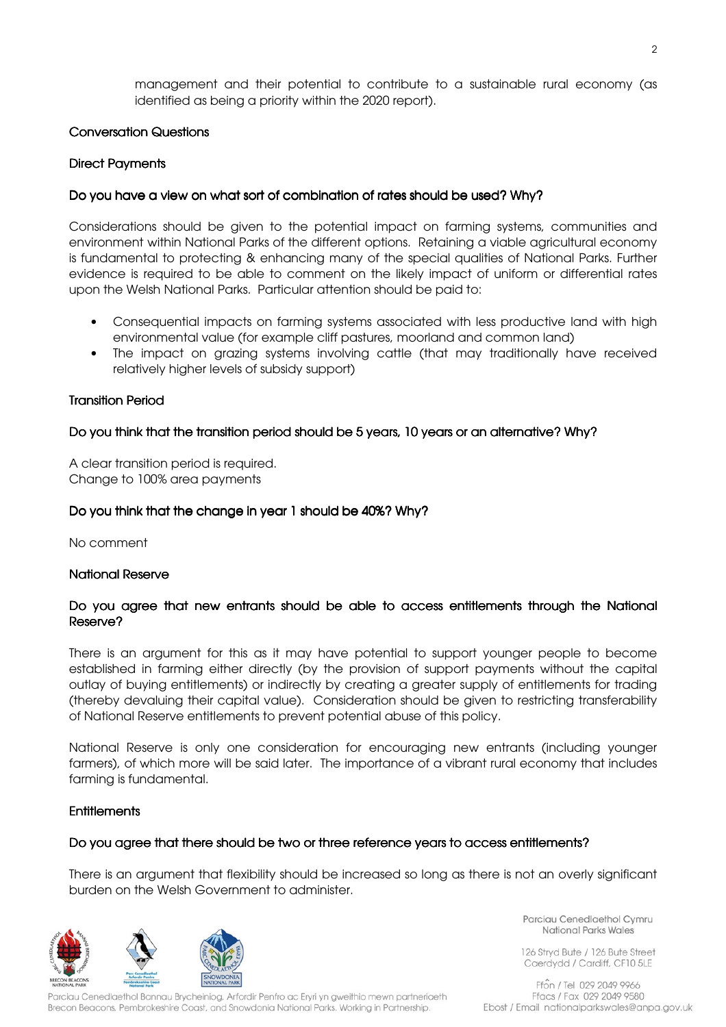management and their potential to contribute to a sustainable rural economy (as identified as being a priority within the 2020 report).

## Conversation Questions

### Direct Payments

#### Do you have a view on what sort of combination of rates should be used? Why?

Considerations should be given to the potential impact on farming systems, communities and environment within National Parks of the different options. Retaining a viable agricultural economy is fundamental to protecting & enhancing many of the special qualities of National Parks. Further evidence is required to be able to comment on the likely impact of uniform or differential rates upon the Welsh National Parks. Particular attention should be paid to:

- Consequential impacts on farming systems associated with less productive land with high environmental value (for example cliff pastures, moorland and common land)
- The impact on grazing systems involving cattle (that may traditionally have received relatively higher levels of subsidy support)

### Transition Period

#### Do you think that the transition period should be 5 years, 10 years or an alternative? Why?

A clear transition period is required.
Change to 100% area payments

#### Do you think that the change in year 1 should be 40%? Why?

No comment

### National Reserve

#### Do you agree that new entrants should be able to access entitlements through the National Reserve?

There is an argument for this as it may have potential to support younger people to become established in farming either directly (by the provision of support payments without the capital outlay of buying entitlements) or indirectly by creating a greater supply of entitlements for trading (thereby devaluing their capital value). Consideration should be given to restricting transferability of National Reserve entitlements to prevent potential abuse of this policy.

National Reserve is only one consideration for encouraging new entrants (including younger farmers), of which more will be said later. The importance of a vibrant rural economy that includes farming is fundamental.

### Entitlements

#### Do you agree that there should be two or three reference years to access entitlements?

There is an argument that flexibility should be increased so long as there is not an overly significant burden on the Welsh Government to administer.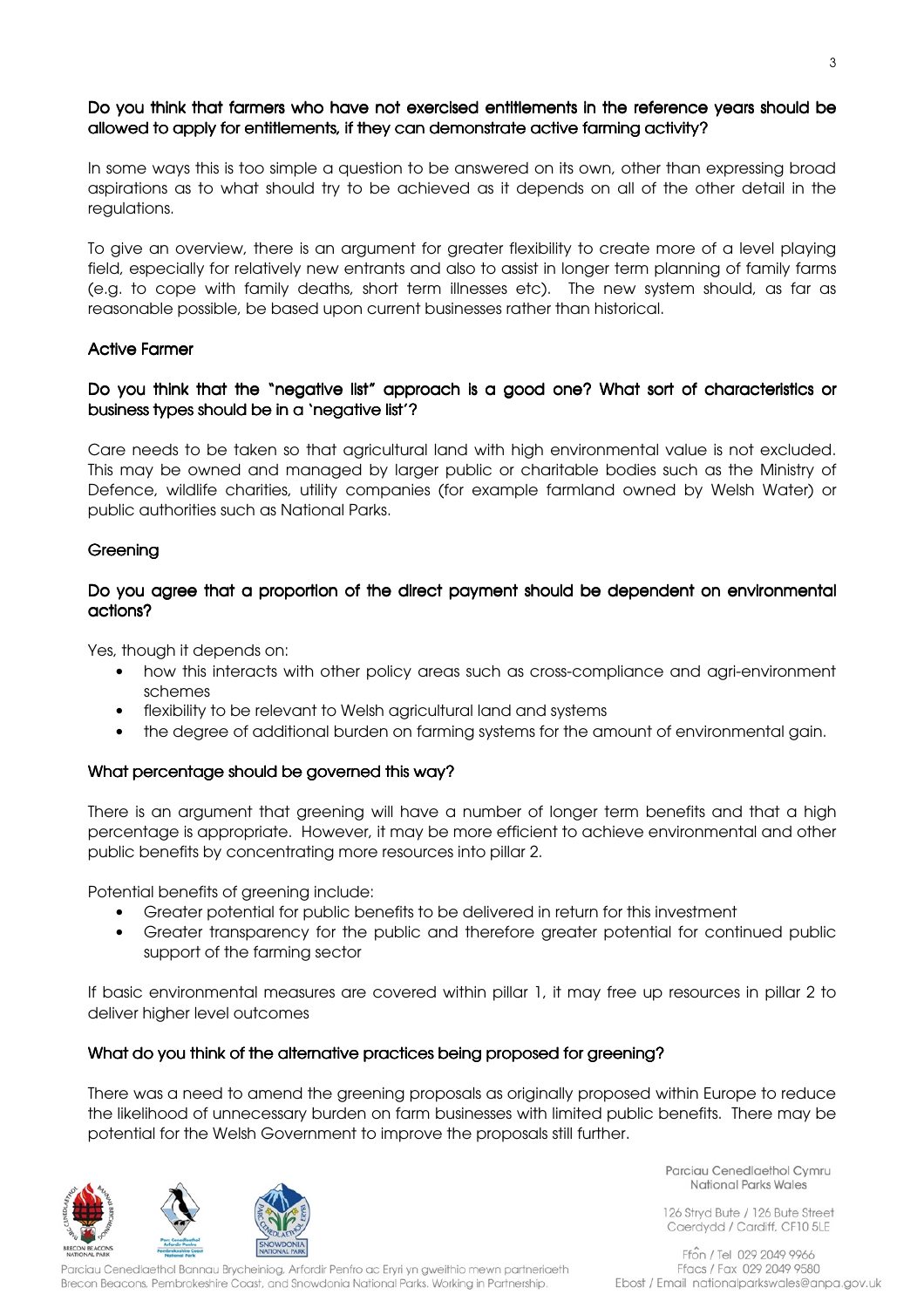**Do you think that farmers who have not exercised entitlements in the reference years should be allowed to apply for entitlements, if they can demonstrate active farming activity?**

In some ways this is too simple a question to be answered on its own, other than expressing broad aspirations as to what should try to be achieved as it depends on all of the other detail in the regulations.

To give an overview, there is an argument for greater flexibility to create more of a level playing field, especially for relatively new entrants and also to assist in longer term planning of family farms (e.g. to cope with family deaths, short term illnesses etc). The new system should, as far as reasonable possible, be based upon current businesses rather than historical.

## Active Farmer

**Do you think that the "negative list" approach is a good one? What sort of characteristics or business types should be in a 'negative list'?**

Care needs to be taken so that agricultural land with high environmental value is not excluded. This may be owned and managed by larger public or charitable bodies such as the Ministry of Defence, wildlife charities, utility companies (for example farmland owned by Welsh Water) or public authorities such as National Parks.

## Greening

**Do you agree that a proportion of the direct payment should be dependent on environmental actions?**

Yes, though it depends on:

- how this interacts with other policy areas such as cross-compliance and agri-environment schemes
- flexibility to be relevant to Welsh agricultural land and systems
- the degree of additional burden on farming systems for the amount of environmental gain.

**What percentage should be governed this way?**

There is an argument that greening will have a number of longer term benefits and that a high percentage is appropriate. However, it may be more efficient to achieve environmental and other public benefits by concentrating more resources into pillar 2.

Potential benefits of greening include:

- Greater potential for public benefits to be delivered in return for this investment
- Greater transparency for the public and therefore greater potential for continued public support of the farming sector

If basic environmental measures are covered within pillar 1, it may free up resources in pillar 2 to deliver higher level outcomes

**What do you think of the alternative practices being proposed for greening?**

There was a need to amend the greening proposals as originally proposed within Europe to reduce the likelihood of unnecessary burden on farm businesses with limited public benefits. There may be potential for the Welsh Government to improve the proposals still further.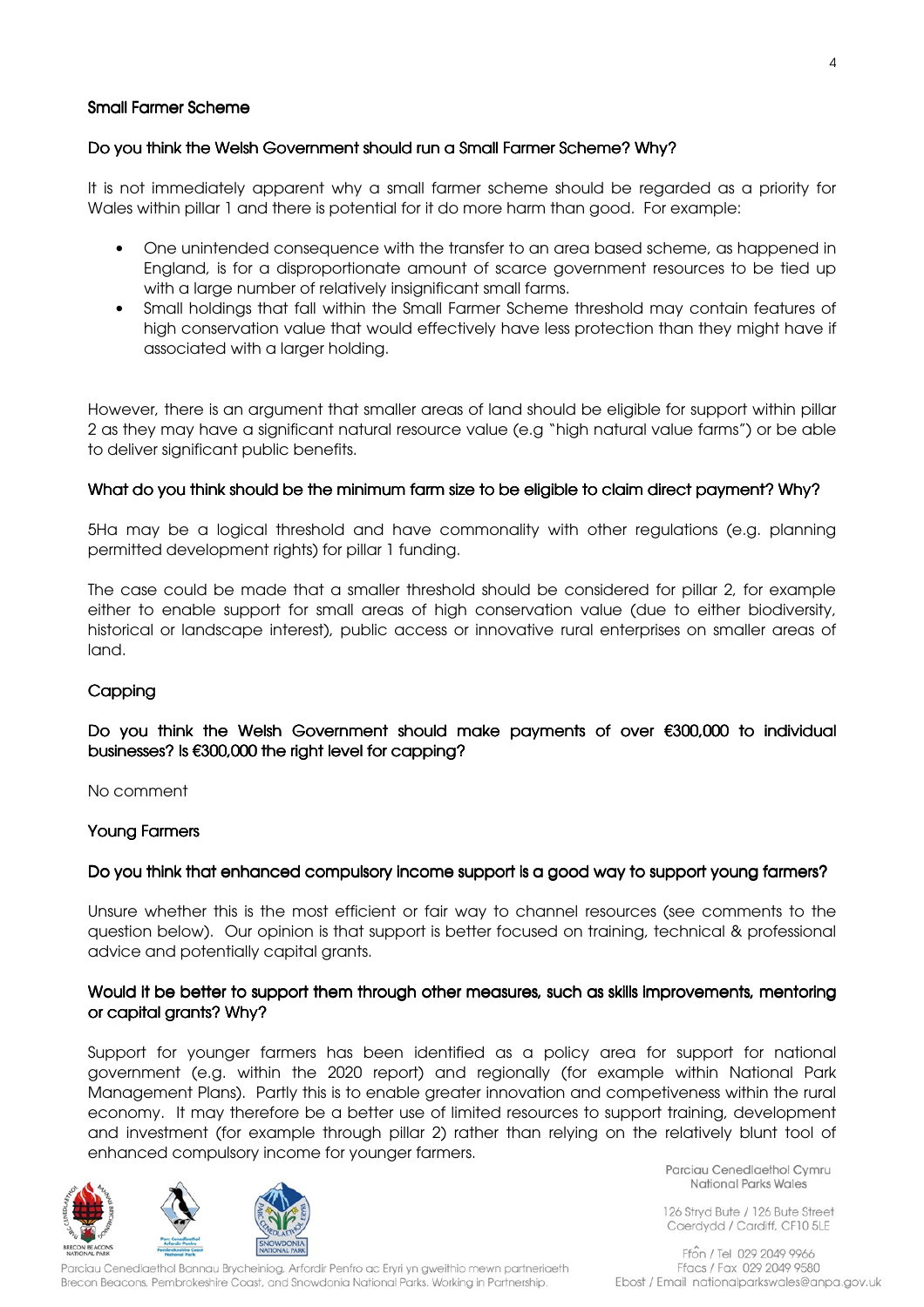### Small Farmer Scheme

#### Do you think the Welsh Government should run a Small Farmer Scheme? Why?

It is not immediately apparent why a small farmer scheme should be regarded as a priority for Wales within pillar 1 and there is potential for it do more harm than good. For example:

- One unintended consequence with the transfer to an area based scheme, as happened in England, is for a disproportionate amount of scarce government resources to be tied up with a large number of relatively insignificant small farms.
- Small holdings that fall within the Small Farmer Scheme threshold may contain features of high conservation value that would effectively have less protection than they might have if associated with a larger holding.

However, there is an argument that smaller areas of land should be eligible for support within pillar 2 as they may have a significant natural resource value (e.g "high natural value farms") or be able to deliver significant public benefits.

#### What do you think should be the minimum farm size to be eligible to claim direct payment? Why?

5Ha may be a logical threshold and have commonality with other regulations (e.g. planning permitted development rights) for pillar 1 funding.

The case could be made that a smaller threshold should be considered for pillar 2, for example either to enable support for small areas of high conservation value (due to either biodiversity, historical or landscape interest), public access or innovative rural enterprises on smaller areas of land.

### Capping

#### Do you think the Welsh Government should make payments of over €300,000 to individual businesses? Is €300,000 the right level for capping?

No comment

### Young Farmers

#### Do you think that enhanced compulsory income support is a good way to support young farmers?

Unsure whether this is the most efficient or fair way to channel resources (see comments to the question below). Our opinion is that support is better focused on training, technical & professional advice and potentially capital grants.

#### Would it be better to support them through other measures, such as skills improvements, mentoring or capital grants? Why?

Support for younger farmers has been identified as a policy area for support for national government (e.g. within the 2020 report) and regionally (for example within National Park Management Plans). Partly this is to enable greater innovation and competiveness within the rural economy. It may therefore be a better use of limited resources to support training, development and investment (for example through pillar 2) rather than relying on the relatively blunt tool of enhanced compulsory income for younger farmers.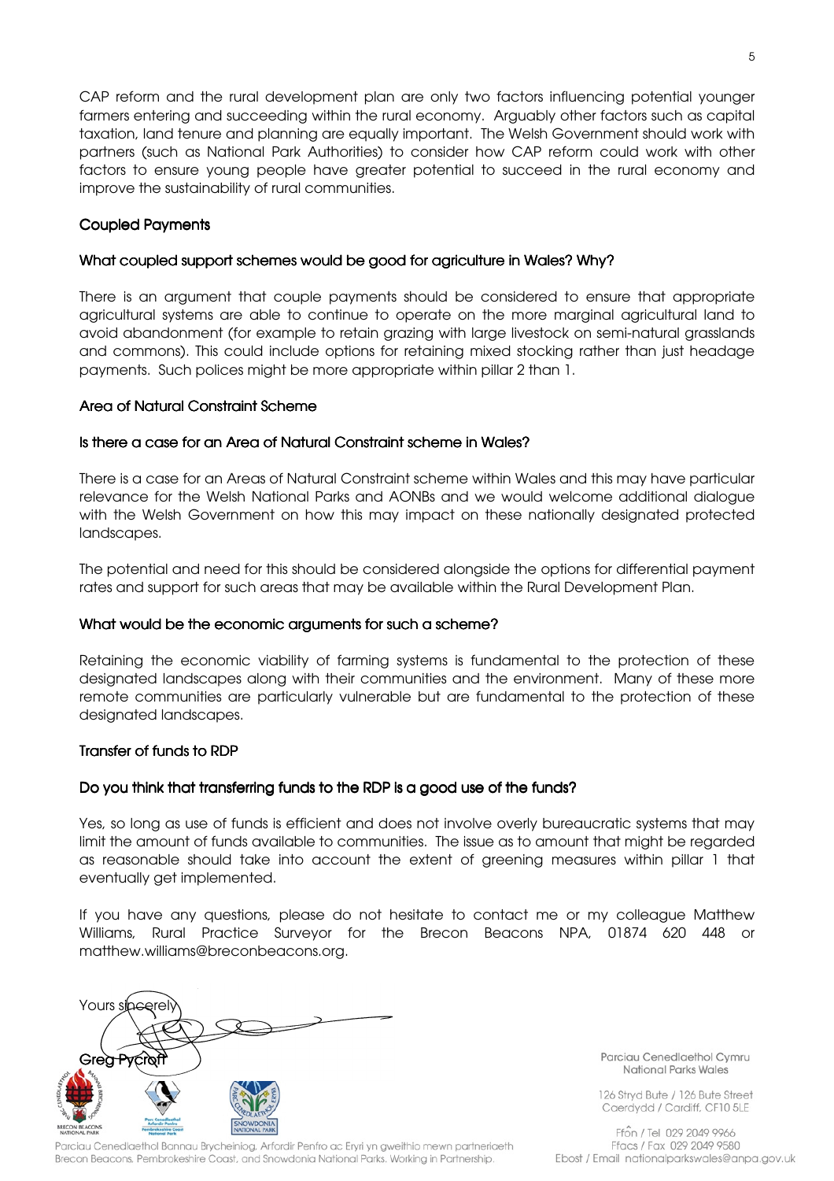CAP reform and the rural development plan are only two factors influencing potential younger farmers entering and succeeding within the rural economy. Arguably other factors such as capital taxation, land tenure and planning are equally important. The Welsh Government should work with partners (such as National Park Authorities) to consider how CAP reform could work with other factors to ensure young people have greater potential to succeed in the rural economy and improve the sustainability of rural communities.

## Coupled Payments

### What coupled support schemes would be good for agriculture in Wales? Why?

There is an argument that couple payments should be considered to ensure that appropriate agricultural systems are able to continue to operate on the more marginal agricultural land to avoid abandonment (for example to retain grazing with large livestock on semi-natural grasslands and commons). This could include options for retaining mixed stocking rather than just headage payments. Such polices might be more appropriate within pillar 2 than 1.

## Area of Natural Constraint Scheme

### Is there a case for an Area of Natural Constraint scheme in Wales?

There is a case for an Areas of Natural Constraint scheme within Wales and this may have particular relevance for the Welsh National Parks and AONBs and we would welcome additional dialogue with the Welsh Government on how this may impact on these nationally designated protected landscapes.

The potential and need for this should be considered alongside the options for differential payment rates and support for such areas that may be available within the Rural Development Plan.

### What would be the economic arguments for such a scheme?

Retaining the economic viability of farming systems is fundamental to the protection of these designated landscapes along with their communities and the environment. Many of these more remote communities are particularly vulnerable but are fundamental to the protection of these designated landscapes.

## Transfer of funds to RDP

### Do you think that transferring funds to the RDP is a good use of the funds?

Yes, so long as use of funds is efficient and does not involve overly bureaucratic systems that may limit the amount of funds available to communities. The issue as to amount that might be regarded as reasonable should take into account the extent of greening measures within pillar 1 that eventually get implemented.

If you have any questions, please do not hesitate to contact me or my colleague Matthew Williams, Rural Practice Surveyor for the Brecon Beacons NPA, 01874 620 448 or matthew.williams@breconbeacons.org.

Yours sincerely

Greg Pycroft

Parciau Cenedlaethol Bannau Brycheiniog, Arfordir Penfro ac Eryri yn gweithio mewn partneriaeth
Brecon Beacons, Pembrokeshire Coast, and Snowdonia National Parks. Working in Partnership.

Parciau Cenedlaethol Cymru
National Parks Wales

126 Stryd Bute / 126 Bute Street
Caerdydd / Cardiff, CF10 5LE

Ffôn / Tel 029 2049 9966
Ffacs / Fax 029 2049 9580
Ebost / Email nationalparkswales@anpa.gov.uk